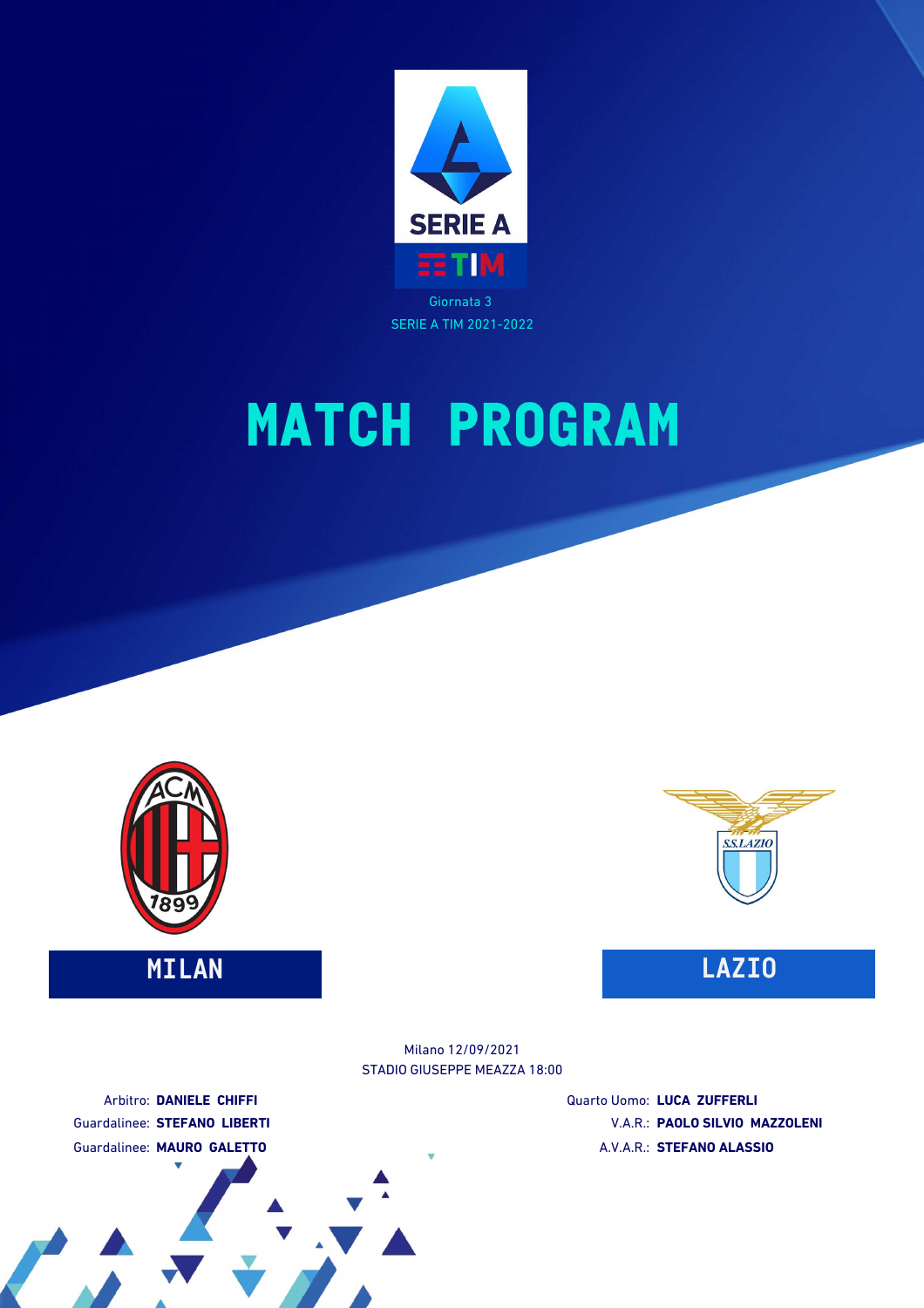SERIE A

TIM

Giornata 3

SERIE A TIM 2021-2022

# MATCH PROGRAM

**MILAN**

**LAZIO**

Milano 12/09/2021

STADIO GIUSEPPE MEAZZA 18:00

Arbitro: **DANIELE CHIFFI**

Guardalinee: **STEFANO LIBERTI**

Guardalinee: **MAURO GALETTO**

Quarto Uomo: **LUCA ZUFFERLI**

V.A.R.: **PAOLO SILVIO MAZZOLENI**

A.V.A.R.: **STEFANO ALASSIO**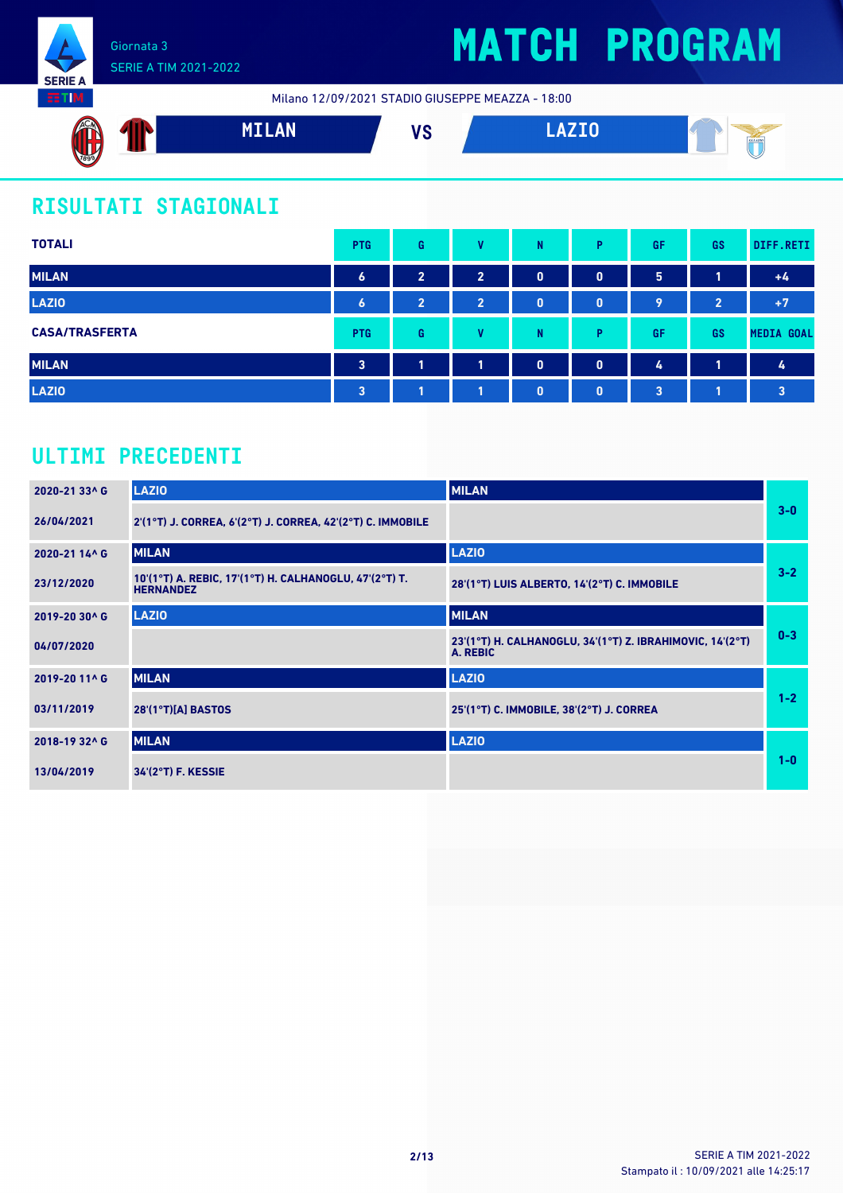Giornata 3
SERIE A TIM 2021-2022

# MATCH PROGRAM

Milano 12/09/2021 STADIO GIUSEPPE MEAZZA - 18:00

**MILAN** VS **LAZIO**

## RISULTATI STAGIONALI

| TOTALI | PTG | G | V | N | P | GF | GS | DIFF.RETI |
|---|---|---|---|---|---|---|---|---|
| MILAN | 6 | 2 | 2 | 0 | 0 | 5 | 1 | +4 |
| LAZIO | 6 | 2 | 2 | 0 | 0 | 9 | 2 | +7 |

| CASA/TRASFERTA | PTG | G | V | N | P | GF | GS | MEDIA GOAL |
|---|---|---|---|---|---|---|---|---|
| MILAN | 3 | 1 | 1 | 0 | 0 | 4 | 1 | 4 |
| LAZIO | 3 | 1 | 1 | 0 | 0 | 3 | 1 | 3 |

## ULTIMI PRECEDENTI

| Stagione / Data | Casa | Trasferta | Risultato |
|---|---|---|---|
| 2020-21 33^ G | LAZIO | MILAN | 3-0 |
| 26/04/2021 | 2'(1°T) J. CORREA, 6'(2°T) J. CORREA, 42'(2°T) C. IMMOBILE | | |
| 2020-21 14^ G | MILAN | LAZIO | 3-2 |
| 23/12/2020 | 10'(1°T) A. REBIC, 17'(1°T) H. CALHANOGLU, 47'(2°T) T. HERNANDEZ | 28'(1°T) LUIS ALBERTO, 14'(2°T) C. IMMOBILE | |
| 2019-20 30^ G | LAZIO | MILAN | 0-3 |
| 04/07/2020 | | 23'(1°T) H. CALHANOGLU, 34'(1°T) Z. IBRAHIMOVIC, 14'(2°T) A. REBIC | |
| 2019-20 11^ G | MILAN | LAZIO | 1-2 |
| 03/11/2019 | 28'(1°T)[A] BASTOS | 25'(1°T) C. IMMOBILE, 38'(2°T) J. CORREA | |
| 2018-19 32^ G | MILAN | LAZIO | 1-0 |
| 13/04/2019 | 34'(2°T) F. KESSIE | | |

SERIE A TIM 2021-2022
Stampato il : 10/09/2021 alle 14:25:17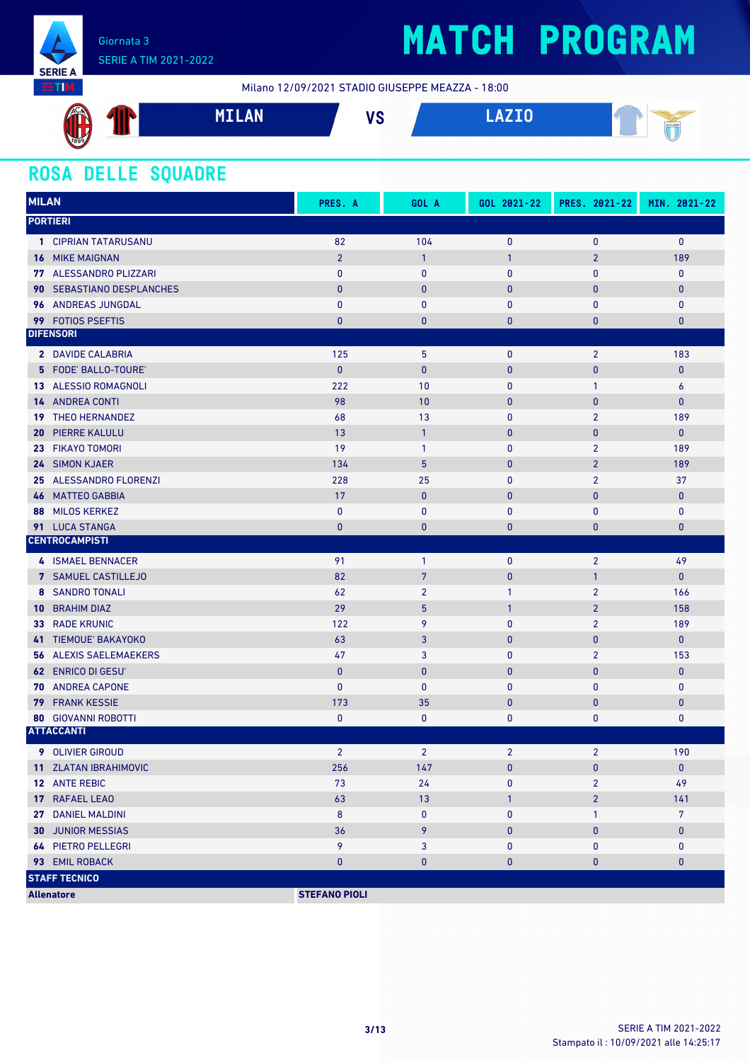Giornata 3
SERIE A TIM 2021-2022

# MATCH PROGRAM

Milano 12/09/2021 STADIO GIUSEPPE MEAZZA - 18:00

**MILAN** VS **LAZIO**

## ROSA DELLE SQUADRE

| MILAN | PRES. A | GOL A | GOL 2021-22 | PRES. 2021-22 | MIN. 2021-22 |
|---|---|---|---|---|---|
| **PORTIERI** | | | | | |
| 1 CIPRIAN TATARUSANU | 82 | 104 | 0 | 0 | 0 |
| 16 MIKE MAIGNAN | 2 | 1 | 1 | 2 | 189 |
| 77 ALESSANDRO PLIZZARI | 0 | 0 | 0 | 0 | 0 |
| 90 SEBASTIANO DESPLANCHES | 0 | 0 | 0 | 0 | 0 |
| 96 ANDREAS JUNGDAL | 0 | 0 | 0 | 0 | 0 |
| 99 FOTIOS PSEFTIS | 0 | 0 | 0 | 0 | 0 |
| **DIFENSORI** | | | | | |
| 2 DAVIDE CALABRIA | 125 | 5 | 0 | 2 | 183 |
| 5 FODE' BALLO-TOURE' | 0 | 0 | 0 | 0 | 0 |
| 13 ALESSIO ROMAGNOLI | 222 | 10 | 0 | 1 | 6 |
| 14 ANDREA CONTI | 98 | 10 | 0 | 0 | 0 |
| 19 THEO HERNANDEZ | 68 | 13 | 0 | 2 | 189 |
| 20 PIERRE KALULU | 13 | 1 | 0 | 0 | 0 |
| 23 FIKAYO TOMORI | 19 | 1 | 0 | 2 | 189 |
| 24 SIMON KJAER | 134 | 5 | 0 | 2 | 189 |
| 25 ALESSANDRO FLORENZI | 228 | 25 | 0 | 2 | 37 |
| 46 MATTEO GABBIA | 17 | 0 | 0 | 0 | 0 |
| 88 MILOS KERKEZ | 0 | 0 | 0 | 0 | 0 |
| 91 LUCA STANGA | 0 | 0 | 0 | 0 | 0 |
| **CENTROCAMPISTI** | | | | | |
| 4 ISMAEL BENNACER | 91 | 1 | 0 | 2 | 49 |
| 7 SAMUEL CASTILLEJO | 82 | 7 | 0 | 1 | 0 |
| 8 SANDRO TONALI | 62 | 2 | 1 | 2 | 166 |
| 10 BRAHIM DIAZ | 29 | 5 | 1 | 2 | 158 |
| 33 RADE KRUNIC | 122 | 9 | 0 | 2 | 189 |
| 41 TIEMOUE' BAKAYOKO | 63 | 3 | 0 | 0 | 0 |
| 56 ALEXIS SAELEMAEKERS | 47 | 3 | 0 | 2 | 153 |
| 62 ENRICO DI GESU' | 0 | 0 | 0 | 0 | 0 |
| 70 ANDREA CAPONE | 0 | 0 | 0 | 0 | 0 |
| 79 FRANK KESSIE | 173 | 35 | 0 | 0 | 0 |
| 80 GIOVANNI ROBOTTI | 0 | 0 | 0 | 0 | 0 |
| **ATTACCANTI** | | | | | |
| 9 OLIVIER GIROUD | 2 | 2 | 2 | 2 | 190 |
| 11 ZLATAN IBRAHIMOVIC | 256 | 147 | 0 | 0 | 0 |
| 12 ANTE REBIC | 73 | 24 | 0 | 2 | 49 |
| 17 RAFAEL LEAO | 63 | 13 | 1 | 2 | 141 |
| 27 DANIEL MALDINI | 8 | 0 | 0 | 1 | 7 |
| 30 JUNIOR MESSIAS | 36 | 9 | 0 | 0 | 0 |
| 64 PIETRO PELLEGRI | 9 | 3 | 0 | 0 | 0 |
| 93 EMIL ROBACK | 0 | 0 | 0 | 0 | 0 |
| **STAFF TECNICO** | | | | | |
| **Allenatore** | **STEFANO PIOLI** | | | | |

SERIE A TIM 2021-2022
Stampato il : 10/09/2021 alle 14:25:17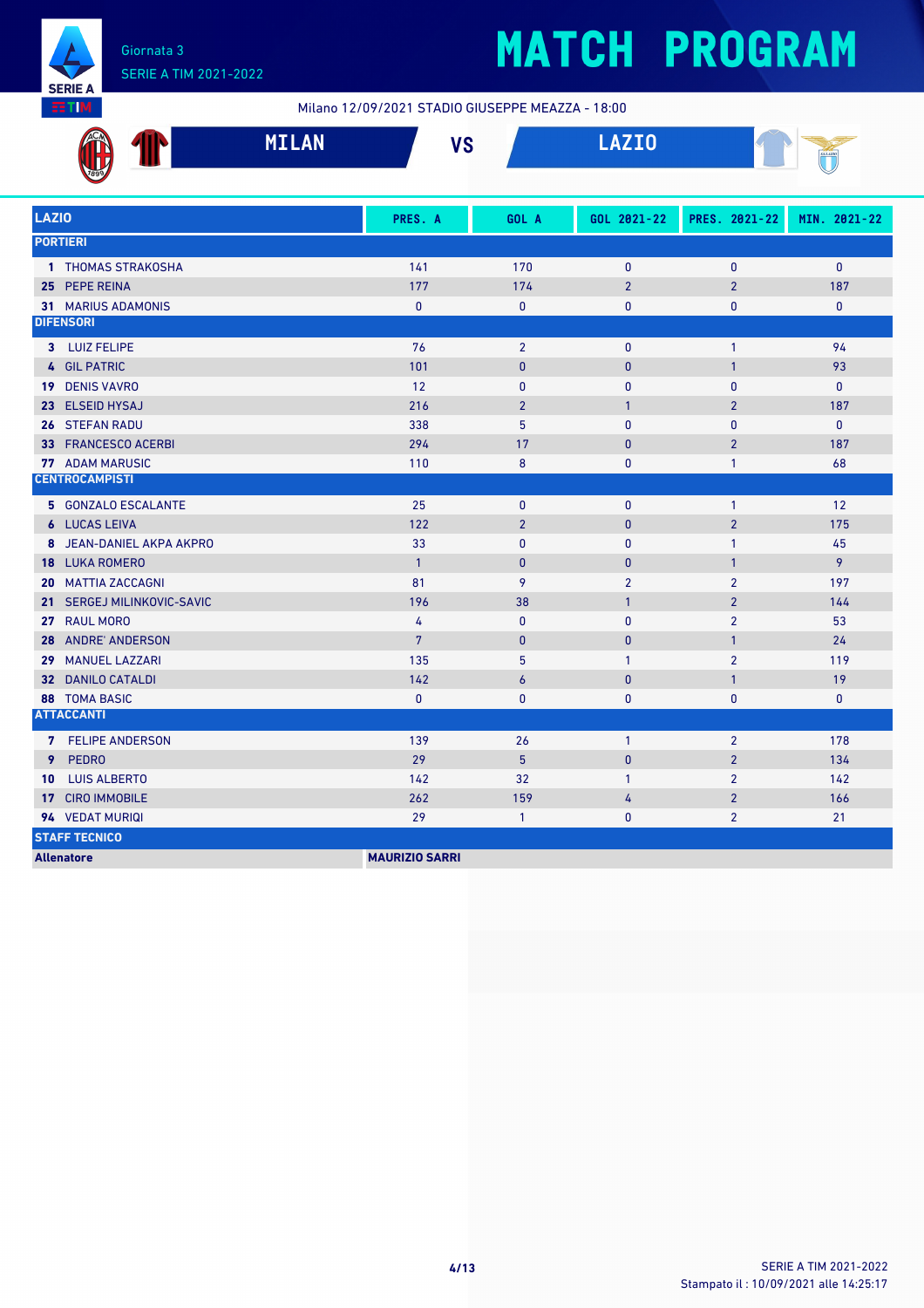Giornata 3
SERIE A TIM 2021-2022

# MATCH PROGRAM

Milano 12/09/2021 STADIO GIUSEPPE MEAZZA - 18:00

**MILAN** VS **LAZIO**

| LAZIO | PRES. A | GOL A | GOL 2021-22 | PRES. 2021-22 | MIN. 2021-22 |
|---|---|---|---|---|---|
| **PORTIERI** | | | | | |
| 1 THOMAS STRAKOSHA | 141 | 170 | 0 | 0 | 0 |
| 25 PEPE REINA | 177 | 174 | 2 | 2 | 187 |
| 31 MARIUS ADAMONIS | 0 | 0 | 0 | 0 | 0 |
| **DIFENSORI** | | | | | |
| 3 LUIZ FELIPE | 76 | 2 | 0 | 1 | 94 |
| 4 GIL PATRIC | 101 | 0 | 0 | 1 | 93 |
| 19 DENIS VAVRO | 12 | 0 | 0 | 0 | 0 |
| 23 ELSEID HYSAJ | 216 | 2 | 1 | 2 | 187 |
| 26 STEFAN RADU | 338 | 5 | 0 | 0 | 0 |
| 33 FRANCESCO ACERBI | 294 | 17 | 0 | 2 | 187 |
| 77 ADAM MARUSIC | 110 | 8 | 0 | 1 | 68 |
| **CENTROCAMPISTI** | | | | | |
| 5 GONZALO ESCALANTE | 25 | 0 | 0 | 1 | 12 |
| 6 LUCAS LEIVA | 122 | 2 | 0 | 2 | 175 |
| 8 JEAN-DANIEL AKPA AKPRO | 33 | 0 | 0 | 1 | 45 |
| 18 LUKA ROMERO | 1 | 0 | 0 | 1 | 9 |
| 20 MATTIA ZACCAGNI | 81 | 9 | 2 | 2 | 197 |
| 21 SERGEJ MILINKOVIC-SAVIC | 196 | 38 | 1 | 2 | 144 |
| 27 RAUL MORO | 4 | 0 | 0 | 2 | 53 |
| 28 ANDRE' ANDERSON | 7 | 0 | 0 | 1 | 24 |
| 29 MANUEL LAZZARI | 135 | 5 | 1 | 2 | 119 |
| 32 DANILO CATALDI | 142 | 6 | 0 | 1 | 19 |
| 88 TOMA BASIC | 0 | 0 | 0 | 0 | 0 |
| **ATTACCANTI** | | | | | |
| 7 FELIPE ANDERSON | 139 | 26 | 1 | 2 | 178 |
| 9 PEDRO | 29 | 5 | 0 | 2 | 134 |
| 10 LUIS ALBERTO | 142 | 32 | 1 | 2 | 142 |
| 17 CIRO IMMOBILE | 262 | 159 | 4 | 2 | 166 |
| 94 VEDAT MURIQI | 29 | 1 | 0 | 2 | 21 |
| **STAFF TECNICO** | | | | | |
| **Allenatore** | **MAURIZIO SARRI** | | | | |

SERIE A TIM 2021-2022
Stampato il : 10/09/2021 alle 14:25:17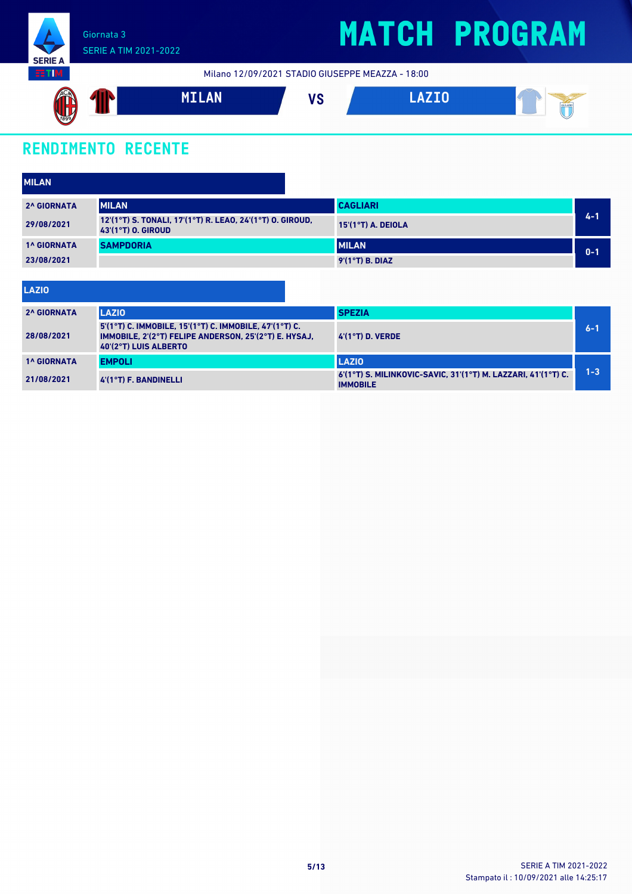# MATCH PROGRAM

Giornata 3
SERIE A TIM 2021-2022

Milano 12/09/2021 STADIO GIUSEPPE MEAZZA - 18:00

**MILAN** VS **LAZIO**

## RENDIMENTO RECENTE

### MILAN

| | | | |
|---|---|---|---|
| 2^ GIORNATA | MILAN | CAGLIARI | 4-1 |
| 29/08/2021 | 12'(1°T) S. TONALI, 17'(1°T) R. LEAO, 24'(1°T) O. GIROUD, 43'(1°T) O. GIROUD | 15'(1°T) A. DEIOLA | |
| 1^ GIORNATA | SAMPDORIA | MILAN | 0-1 |
| 23/08/2021 | | 9'(1°T) B. DIAZ | |

### LAZIO

| | | | |
|---|---|---|---|
| 2^ GIORNATA | LAZIO | SPEZIA | 6-1 |
| 28/08/2021 | 5'(1°T) C. IMMOBILE, 15'(1°T) C. IMMOBILE, 47'(1°T) C. IMMOBILE, 2'(2°T) FELIPE ANDERSON, 25'(2°T) E. HYSAJ, 40'(2°T) LUIS ALBERTO | 4'(1°T) D. VERDE | |
| 1^ GIORNATA | EMPOLI | LAZIO | 1-3 |
| 21/08/2021 | 4'(1°T) F. BANDINELLI | 6'(1°T) S. MILINKOVIC-SAVIC, 31'(1°T) M. LAZZARI, 41'(1°T) C. IMMOBILE | |

SERIE A TIM 2021-2022
Stampato il : 10/09/2021 alle 14:25:17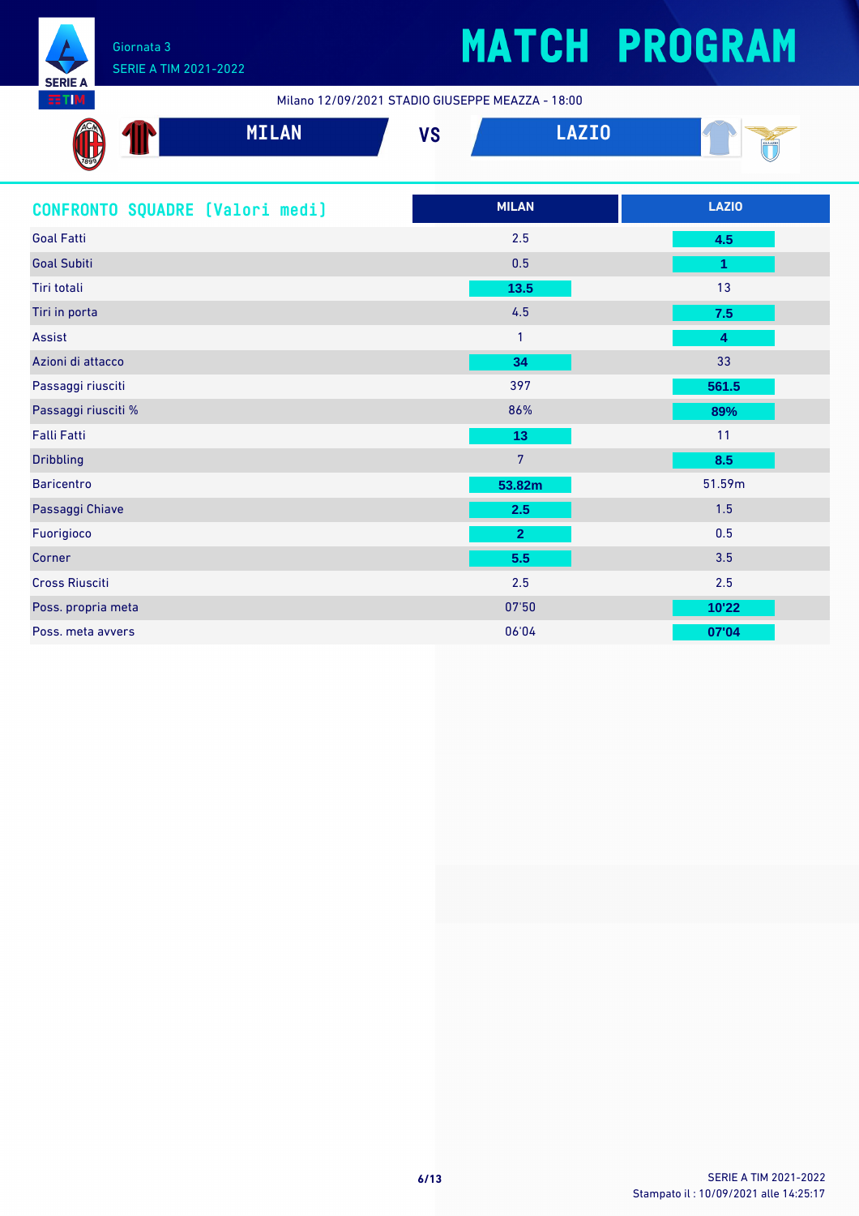Giornata 3
SERIE A TIM 2021-2022

# MATCH PROGRAM

Milano 12/09/2021 STADIO GIUSEPPE MEAZZA - 18:00

**MILAN** VS **LAZIO**

## CONFRONTO SQUADRE [Valori medi]

| | MILAN | LAZIO |
|---|---|---|
| Goal Fatti | 2.5 | **4.5** |
| Goal Subiti | 0.5 | **1** |
| Tiri totali | **13.5** | 13 |
| Tiri in porta | 4.5 | **7.5** |
| Assist | 1 | **4** |
| Azioni di attacco | **34** | 33 |
| Passaggi riusciti | 397 | **561.5** |
| Passaggi riusciti % | 86% | **89%** |
| Falli Fatti | **13** | 11 |
| Dribbling | 7 | **8.5** |
| Baricentro | **53.82m** | 51.59m |
| Passaggi Chiave | **2.5** | 1.5 |
| Fuorigioco | **2** | 0.5 |
| Corner | **5.5** | 3.5 |
| Cross Riusciti | 2.5 | 2.5 |
| Poss. propria meta | 07'50 | **10'22** |
| Poss. meta avvers | 06'04 | **07'04** |

SERIE A TIM 2021-2022
Stampato il : 10/09/2021 alle 14:25:17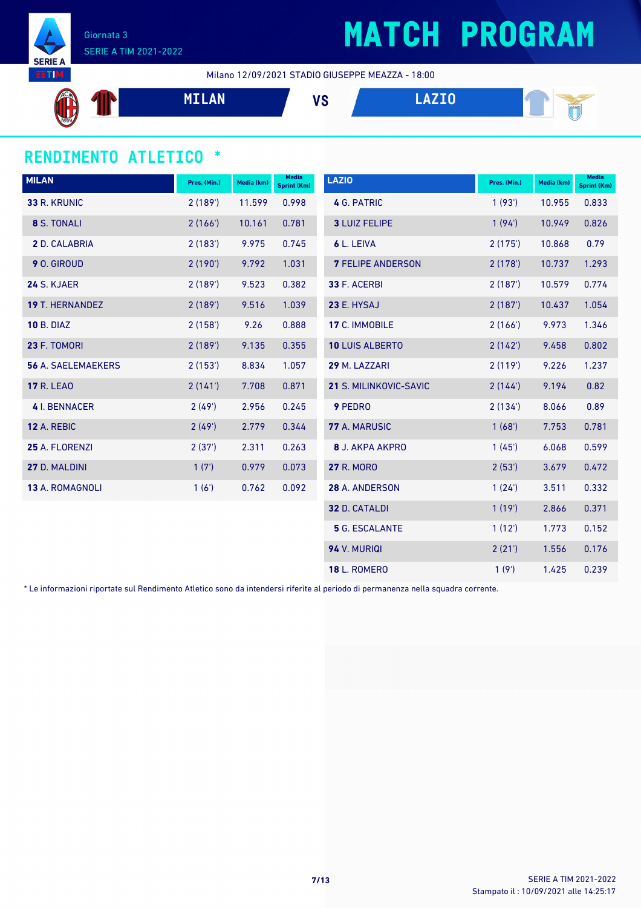Giornata 3
SERIE A TIM 2021-2022

# MATCH PROGRAM

Milano 12/09/2021 STADIO GIUSEPPE MEAZZA - 18:00

**MILAN** VS **LAZIO**

## RENDIMENTO ATLETICO *

| MILAN | Pres. (Min.) | Media (km) | Media Sprint (Km) |
|---|---|---|---|
| **33** R. KRUNIC | 2 (189') | 11.599 | 0.998 |
| **8** S. TONALI | 2 (166') | 10.161 | 0.781 |
| **2** D. CALABRIA | 2 (183') | 9.975 | 0.745 |
| **9** O. GIROUD | 2 (190') | 9.792 | 1.031 |
| **24** S. KJAER | 2 (189') | 9.523 | 0.382 |
| **19** T. HERNANDEZ | 2 (189') | 9.516 | 1.039 |
| **10** B. DIAZ | 2 (158') | 9.26 | 0.888 |
| **23** F. TOMORI | 2 (189') | 9.135 | 0.355 |
| **56** A. SAELEMAEKERS | 2 (153') | 8.834 | 1.057 |
| **17** R. LEAO | 2 (141') | 7.708 | 0.871 |
| **4** I. BENNACER | 2 (49') | 2.956 | 0.245 |
| **12** A. REBIC | 2 (49') | 2.779 | 0.344 |
| **25** A. FLORENZI | 2 (37') | 2.311 | 0.263 |
| **27** D. MALDINI | 1 (7') | 0.979 | 0.073 |
| **13** A. ROMAGNOLI | 1 (6') | 0.762 | 0.092 |

| LAZIO | Pres. (Min.) | Media (km) | Media Sprint (Km) |
|---|---|---|---|
| **4** G. PATRIC | 1 (93') | 10.955 | 0.833 |
| **3** LUIZ FELIPE | 1 (94') | 10.949 | 0.826 |
| **6** L. LEIVA | 2 (175') | 10.868 | 0.79 |
| **7** FELIPE ANDERSON | 2 (178') | 10.737 | 1.293 |
| **33** F. ACERBI | 2 (187') | 10.579 | 0.774 |
| **23** E. HYSAJ | 2 (187') | 10.437 | 1.054 |
| **17** C. IMMOBILE | 2 (166') | 9.973 | 1.346 |
| **10** LUIS ALBERTO | 2 (142') | 9.458 | 0.802 |
| **29** M. LAZZARI | 2 (119') | 9.226 | 1.237 |
| **21** S. MILINKOVIC-SAVIC | 2 (144') | 9.194 | 0.82 |
| **9** PEDRO | 2 (134') | 8.066 | 0.89 |
| **77** A. MARUSIC | 1 (68') | 7.753 | 0.781 |
| **8** J. AKPA AKPRO | 1 (45') | 6.068 | 0.599 |
| **27** R. MORO | 2 (53') | 3.679 | 0.472 |
| **28** A. ANDERSON | 1 (24') | 3.511 | 0.332 |
| **32** D. CATALDI | 1 (19') | 2.866 | 0.371 |
| **5** G. ESCALANTE | 1 (12') | 1.773 | 0.152 |
| **94** V. MURIQI | 2 (21') | 1.556 | 0.176 |
| **18** L. ROMERO | 1 (9') | 1.425 | 0.239 |

* Le informazioni riportate sul Rendimento Atletico sono da intendersi riferite al periodo di permanenza nella squadra corrente.

SERIE A TIM 2021-2022
Stampato il : 10/09/2021 alle 14:25:17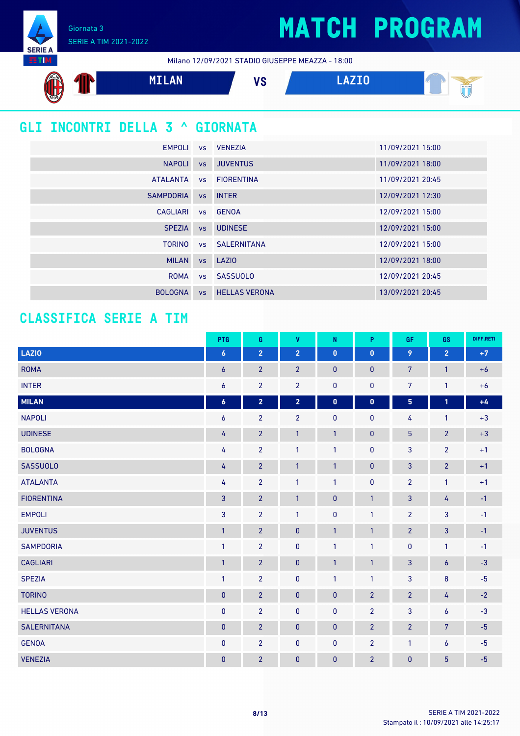Giornata 3
SERIE A TIM 2021-2022

# MATCH PROGRAM

Milano 12/09/2021 STADIO GIUSEPPE MEAZZA - 18:00

**MILAN** VS **LAZIO**

## GLI INCONTRI DELLA 3 ^ GIORNATA

| | | | |
|---|---|---|---|
| EMPOLI | vs | VENEZIA | 11/09/2021 15:00 |
| NAPOLI | vs | JUVENTUS | 11/09/2021 18:00 |
| ATALANTA | vs | FIORENTINA | 11/09/2021 20:45 |
| SAMPDORIA | vs | INTER | 12/09/2021 12:30 |
| CAGLIARI | vs | GENOA | 12/09/2021 15:00 |
| SPEZIA | vs | UDINESE | 12/09/2021 15:00 |
| TORINO | vs | SALERNITANA | 12/09/2021 15:00 |
| MILAN | vs | LAZIO | 12/09/2021 18:00 |
| ROMA | vs | SASSUOLO | 12/09/2021 20:45 |
| BOLOGNA | vs | HELLAS VERONA | 13/09/2021 20:45 |

## CLASSIFICA SERIE A TIM

| | PTG | G | V | N | P | GF | GS | DIFF.RETI |
|---|---|---|---|---|---|---|---|---|
| **LAZIO** | **6** | **2** | **2** | **0** | **0** | **9** | **2** | **+7** |
| ROMA | 6 | 2 | 2 | 0 | 0 | 7 | 1 | +6 |
| INTER | 6 | 2 | 2 | 0 | 0 | 7 | 1 | +6 |
| **MILAN** | **6** | **2** | **2** | **0** | **0** | **5** | **1** | **+4** |
| NAPOLI | 6 | 2 | 2 | 0 | 0 | 4 | 1 | +3 |
| UDINESE | 4 | 2 | 1 | 1 | 0 | 5 | 2 | +3 |
| BOLOGNA | 4 | 2 | 1 | 1 | 0 | 3 | 2 | +1 |
| SASSUOLO | 4 | 2 | 1 | 1 | 0 | 3 | 2 | +1 |
| ATALANTA | 4 | 2 | 1 | 1 | 0 | 2 | 1 | +1 |
| FIORENTINA | 3 | 2 | 1 | 0 | 1 | 3 | 4 | -1 |
| EMPOLI | 3 | 2 | 1 | 0 | 1 | 2 | 3 | -1 |
| JUVENTUS | 1 | 2 | 0 | 1 | 1 | 2 | 3 | -1 |
| SAMPDORIA | 1 | 2 | 0 | 1 | 1 | 0 | 1 | -1 |
| CAGLIARI | 1 | 2 | 0 | 1 | 1 | 3 | 6 | -3 |
| SPEZIA | 1 | 2 | 0 | 1 | 1 | 3 | 8 | -5 |
| TORINO | 0 | 2 | 0 | 0 | 2 | 2 | 4 | -2 |
| HELLAS VERONA | 0 | 2 | 0 | 0 | 2 | 3 | 6 | -3 |
| SALERNITANA | 0 | 2 | 0 | 0 | 2 | 2 | 7 | -5 |
| GENOA | 0 | 2 | 0 | 0 | 2 | 1 | 6 | -5 |
| VENEZIA | 0 | 2 | 0 | 0 | 2 | 0 | 5 | -5 |

SERIE A TIM 2021-2022
Stampato il : 10/09/2021 alle 14:25:17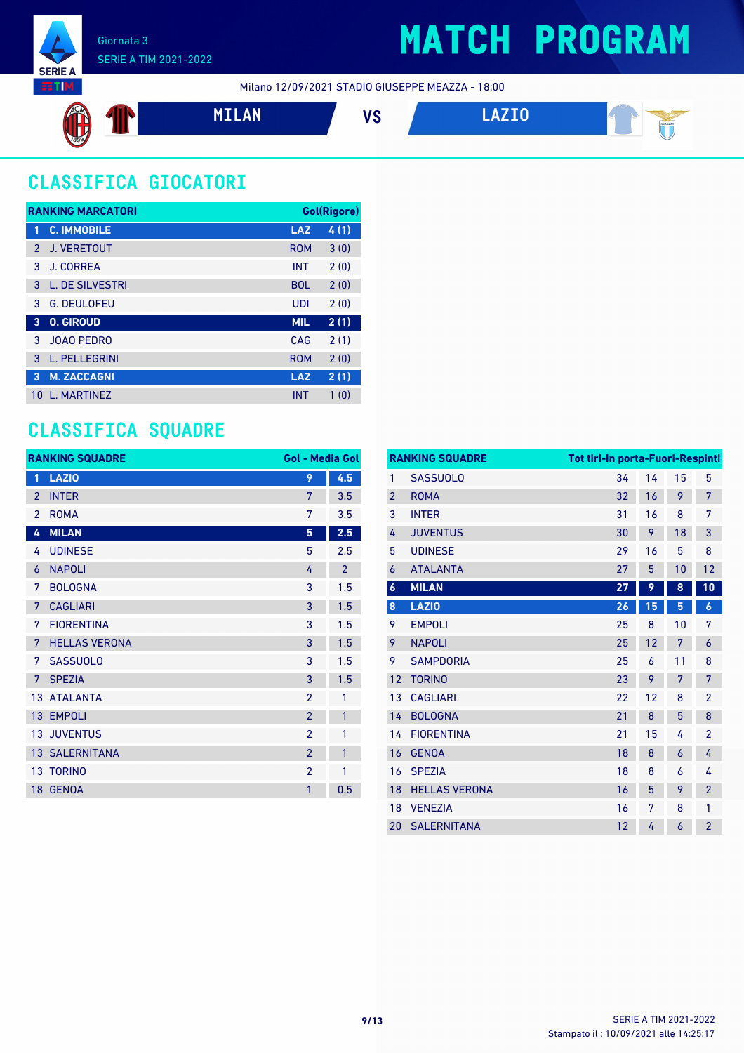Giornata 3
SERIE A TIM 2021-2022

# MATCH PROGRAM

Milano 12/09/2021 STADIO GIUSEPPE MEAZZA - 18:00

**MILAN** VS **LAZIO**

## CLASSIFICA GIOCATORI

| RANKING MARCATORI | | | Gol(Rigore) |
|---|---|---|---|
| 1 | C. IMMOBILE | LAZ | 4 (1) |
| 2 | J. VERETOUT | ROM | 3 (0) |
| 3 | J. CORREA | INT | 2 (0) |
| 3 | L. DE SILVESTRI | BOL | 2 (0) |
| 3 | G. DEULOFEU | UDI | 2 (0) |
| 3 | O. GIROUD | MIL | 2 (1) |
| 3 | JOAO PEDRO | CAG | 2 (1) |
| 3 | L. PELLEGRINI | ROM | 2 (0) |
| 3 | M. ZACCAGNI | LAZ | 2 (1) |
| 10 | L. MARTINEZ | INT | 1 (0) |

## CLASSIFICA SQUADRE

| RANKING SQUADRE | | Gol | Media Gol |
|---|---|---|---|
| 1 | LAZIO | 9 | 4.5 |
| 2 | INTER | 7 | 3.5 |
| 2 | ROMA | 7 | 3.5 |
| 4 | MILAN | 5 | 2.5 |
| 4 | UDINESE | 5 | 2.5 |
| 6 | NAPOLI | 4 | 2 |
| 7 | BOLOGNA | 3 | 1.5 |
| 7 | CAGLIARI | 3 | 1.5 |
| 7 | FIORENTINA | 3 | 1.5 |
| 7 | HELLAS VERONA | 3 | 1.5 |
| 7 | SASSUOLO | 3 | 1.5 |
| 7 | SPEZIA | 3 | 1.5 |
| 13 | ATALANTA | 2 | 1 |
| 13 | EMPOLI | 2 | 1 |
| 13 | JUVENTUS | 2 | 1 |
| 13 | SALERNITANA | 2 | 1 |
| 13 | TORINO | 2 | 1 |
| 18 | GENOA | 1 | 0.5 |

| RANKING SQUADRE | | Tot tiri | In porta | Fuori | Respinti |
|---|---|---|---|---|---|
| 1 | SASSUOLO | 34 | 14 | 15 | 5 |
| 2 | ROMA | 32 | 16 | 9 | 7 |
| 3 | INTER | 31 | 16 | 8 | 7 |
| 4 | JUVENTUS | 30 | 9 | 18 | 3 |
| 5 | UDINESE | 29 | 16 | 5 | 8 |
| 6 | ATALANTA | 27 | 5 | 10 | 12 |
| 6 | MILAN | 27 | 9 | 8 | 10 |
| 8 | LAZIO | 26 | 15 | 5 | 6 |
| 9 | EMPOLI | 25 | 8 | 10 | 7 |
| 9 | NAPOLI | 25 | 12 | 7 | 6 |
| 9 | SAMPDORIA | 25 | 6 | 11 | 8 |
| 12 | TORINO | 23 | 9 | 7 | 7 |
| 13 | CAGLIARI | 22 | 12 | 8 | 2 |
| 14 | BOLOGNA | 21 | 8 | 5 | 8 |
| 14 | FIORENTINA | 21 | 15 | 4 | 2 |
| 16 | GENOA | 18 | 8 | 6 | 4 |
| 16 | SPEZIA | 18 | 8 | 6 | 4 |
| 18 | HELLAS VERONA | 16 | 5 | 9 | 2 |
| 18 | VENEZIA | 16 | 7 | 8 | 1 |
| 20 | SALERNITANA | 12 | 4 | 6 | 2 |

Stampato il : 10/09/2021 alle 14:25:17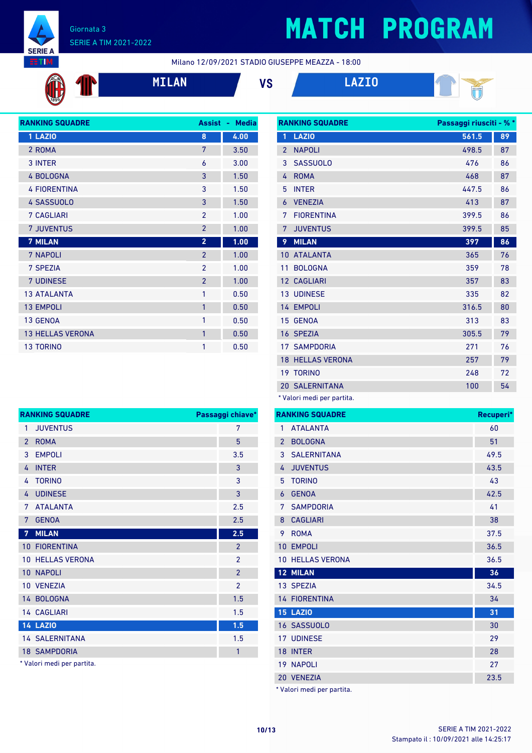Giornata 3
SERIE A TIM 2021-2022

# MATCH PROGRAM

Milano 12/09/2021 STADIO GIUSEPPE MEAZZA - 18:00

**MILAN** VS **LAZIO**

| RANKING SQUADRE | Assist | Media |
|---|---|---|
| 1 LAZIO | 8 | 4.00 |
| 2 ROMA | 7 | 3.50 |
| 3 INTER | 6 | 3.00 |
| 4 BOLOGNA | 3 | 1.50 |
| 4 FIORENTINA | 3 | 1.50 |
| 4 SASSUOLO | 3 | 1.50 |
| 7 CAGLIARI | 2 | 1.00 |
| 7 JUVENTUS | 2 | 1.00 |
| 7 MILAN | 2 | 1.00 |
| 7 NAPOLI | 2 | 1.00 |
| 7 SPEZIA | 2 | 1.00 |
| 7 UDINESE | 2 | 1.00 |
| 13 ATALANTA | 1 | 0.50 |
| 13 EMPOLI | 1 | 0.50 |
| 13 GENOA | 1 | 0.50 |
| 13 HELLAS VERONA | 1 | 0.50 |
| 13 TORINO | 1 | 0.50 |

| RANKING SQUADRE | Passaggi riusciti | % * |
|---|---|---|
| 1 LAZIO | 561.5 | 89 |
| 2 NAPOLI | 498.5 | 87 |
| 3 SASSUOLO | 476 | 86 |
| 4 ROMA | 468 | 87 |
| 5 INTER | 447.5 | 86 |
| 6 VENEZIA | 413 | 87 |
| 7 FIORENTINA | 399.5 | 86 |
| 7 JUVENTUS | 399.5 | 85 |
| 9 MILAN | 397 | 86 |
| 10 ATALANTA | 365 | 76 |
| 11 BOLOGNA | 359 | 78 |
| 12 CAGLIARI | 357 | 83 |
| 13 UDINESE | 335 | 82 |
| 14 EMPOLI | 316.5 | 80 |
| 15 GENOA | 313 | 83 |
| 16 SPEZIA | 305.5 | 79 |
| 17 SAMPDORIA | 271 | 76 |
| 18 HELLAS VERONA | 257 | 79 |
| 19 TORINO | 248 | 72 |
| 20 SALERNITANA | 100 | 54 |

\* Valori medi per partita.

| RANKING SQUADRE | Passaggi chiave* |
|---|---|
| 1 JUVENTUS | 7 |
| 2 ROMA | 5 |
| 3 EMPOLI | 3.5 |
| 4 INTER | 3 |
| 4 TORINO | 3 |
| 4 UDINESE | 3 |
| 7 ATALANTA | 2.5 |
| 7 GENOA | 2.5 |
| 7 MILAN | 2.5 |
| 10 FIORENTINA | 2 |
| 10 HELLAS VERONA | 2 |
| 10 NAPOLI | 2 |
| 10 VENEZIA | 2 |
| 14 BOLOGNA | 1.5 |
| 14 CAGLIARI | 1.5 |
| 14 LAZIO | 1.5 |
| 14 SALERNITANA | 1.5 |
| 18 SAMPDORIA | 1 |

\* Valori medi per partita.

| RANKING SQUADRE | Recuperi* |
|---|---|
| 1 ATALANTA | 60 |
| 2 BOLOGNA | 51 |
| 3 SALERNITANA | 49.5 |
| 4 JUVENTUS | 43.5 |
| 5 TORINO | 43 |
| 6 GENOA | 42.5 |
| 7 SAMPDORIA | 41 |
| 8 CAGLIARI | 38 |
| 9 ROMA | 37.5 |
| 10 EMPOLI | 36.5 |
| 10 HELLAS VERONA | 36.5 |
| 12 MILAN | 36 |
| 13 SPEZIA | 34.5 |
| 14 FIORENTINA | 34 |
| 15 LAZIO | 31 |
| 16 SASSUOLO | 30 |
| 17 UDINESE | 29 |
| 18 INTER | 28 |
| 19 NAPOLI | 27 |
| 20 VENEZIA | 23.5 |

\* Valori medi per partita.

SERIE A TIM 2021-2022
Stampato il : 10/09/2021 alle 14:25:17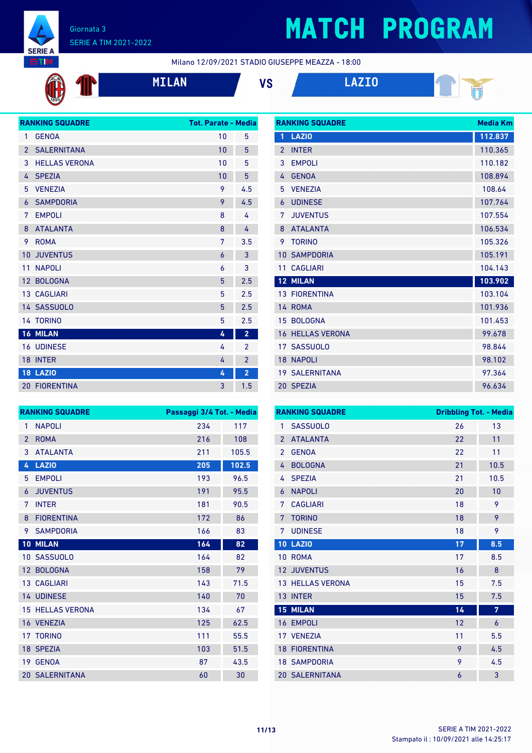Giornata 3
SERIE A TIM 2021-2022

# MATCH PROGRAM

Milano 12/09/2021 STADIO GIUSEPPE MEAZZA - 18:00

**MILAN** VS **LAZIO**

| RANKING SQUADRE | | Tot. Parate | Media |
|---|---|---|---|
| 1 | GENOA | 10 | 5 |
| 2 | SALERNITANA | 10 | 5 |
| 3 | HELLAS VERONA | 10 | 5 |
| 4 | SPEZIA | 10 | 5 |
| 5 | VENEZIA | 9 | 4.5 |
| 6 | SAMPDORIA | 9 | 4.5 |
| 7 | EMPOLI | 8 | 4 |
| 8 | ATALANTA | 8 | 4 |
| 9 | ROMA | 7 | 3.5 |
| 10 | JUVENTUS | 6 | 3 |
| 11 | NAPOLI | 6 | 3 |
| 12 | BOLOGNA | 5 | 2.5 |
| 13 | CAGLIARI | 5 | 2.5 |
| 14 | SASSUOLO | 5 | 2.5 |
| 14 | TORINO | 5 | 2.5 |
| 16 | MILAN | 4 | 2 |
| 16 | UDINESE | 4 | 2 |
| 18 | INTER | 4 | 2 |
| 18 | LAZIO | 4 | 2 |
| 20 | FIORENTINA | 3 | 1.5 |

| RANKING SQUADRE | | Media Km |
|---|---|---|
| 1 | LAZIO | 112.837 |
| 2 | INTER | 110.365 |
| 3 | EMPOLI | 110.182 |
| 4 | GENOA | 108.894 |
| 5 | VENEZIA | 108.64 |
| 6 | UDINESE | 107.764 |
| 7 | JUVENTUS | 107.554 |
| 8 | ATALANTA | 106.534 |
| 9 | TORINO | 105.326 |
| 10 | SAMPDORIA | 105.191 |
| 11 | CAGLIARI | 104.143 |
| 12 | MILAN | 103.902 |
| 13 | FIORENTINA | 103.104 |
| 14 | ROMA | 101.936 |
| 15 | BOLOGNA | 101.453 |
| 16 | HELLAS VERONA | 99.678 |
| 17 | SASSUOLO | 98.844 |
| 18 | NAPOLI | 98.102 |
| 19 | SALERNITANA | 97.364 |
| 20 | SPEZIA | 96.634 |

| RANKING SQUADRE | | Passaggi 3/4 Tot. | Media |
|---|---|---|---|
| 1 | NAPOLI | 234 | 117 |
| 2 | ROMA | 216 | 108 |
| 3 | ATALANTA | 211 | 105.5 |
| 4 | LAZIO | 205 | 102.5 |
| 5 | EMPOLI | 193 | 96.5 |
| 6 | JUVENTUS | 191 | 95.5 |
| 7 | INTER | 181 | 90.5 |
| 8 | FIORENTINA | 172 | 86 |
| 9 | SAMPDORIA | 166 | 83 |
| 10 | MILAN | 164 | 82 |
| 10 | SASSUOLO | 164 | 82 |
| 12 | BOLOGNA | 158 | 79 |
| 13 | CAGLIARI | 143 | 71.5 |
| 14 | UDINESE | 140 | 70 |
| 15 | HELLAS VERONA | 134 | 67 |
| 16 | VENEZIA | 125 | 62.5 |
| 17 | TORINO | 111 | 55.5 |
| 18 | SPEZIA | 103 | 51.5 |
| 19 | GENOA | 87 | 43.5 |
| 20 | SALERNITANA | 60 | 30 |

| RANKING SQUADRE | | Dribbling Tot. | Media |
|---|---|---|---|
| 1 | SASSUOLO | 26 | 13 |
| 2 | ATALANTA | 22 | 11 |
| 2 | GENOA | 22 | 11 |
| 4 | BOLOGNA | 21 | 10.5 |
| 4 | SPEZIA | 21 | 10.5 |
| 6 | NAPOLI | 20 | 10 |
| 7 | CAGLIARI | 18 | 9 |
| 7 | TORINO | 18 | 9 |
| 7 | UDINESE | 18 | 9 |
| 10 | LAZIO | 17 | 8.5 |
| 10 | ROMA | 17 | 8.5 |
| 12 | JUVENTUS | 16 | 8 |
| 13 | HELLAS VERONA | 15 | 7.5 |
| 13 | INTER | 15 | 7.5 |
| 15 | MILAN | 14 | 7 |
| 16 | EMPOLI | 12 | 6 |
| 17 | VENEZIA | 11 | 5.5 |
| 18 | FIORENTINA | 9 | 4.5 |
| 18 | SAMPDORIA | 9 | 4.5 |
| 20 | SALERNITANA | 6 | 3 |

Stampato il : 10/09/2021 alle 14:25:17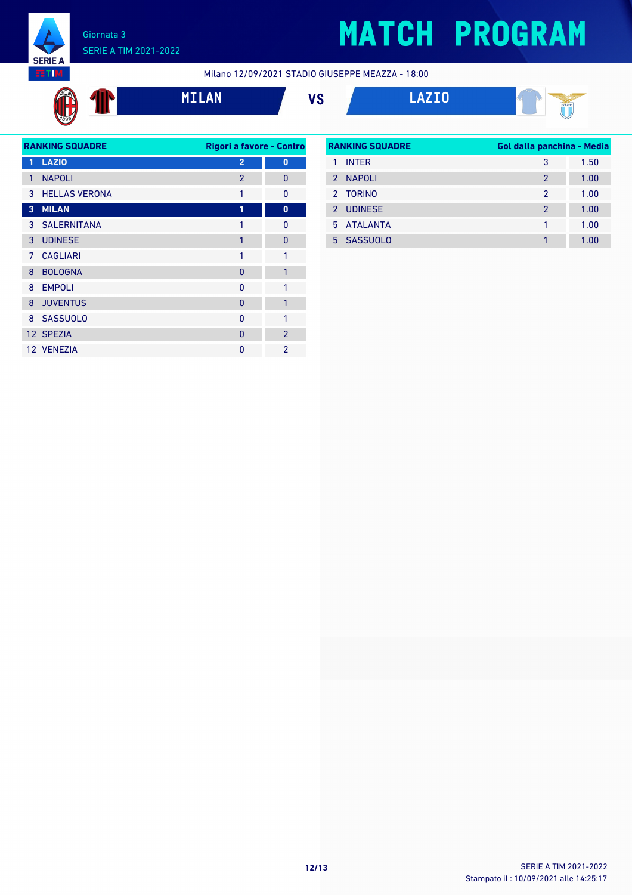Giornata 3

SERIE A TIM 2021-2022

# MATCH PROGRAM

Milano 12/09/2021 STADIO GIUSEPPE MEAZZA - 18:00

## MILAN VS LAZIO

| RANKING SQUADRE | Rigori a favore | Contro |
|---|---|---|
| 1 LAZIO | 2 | 0 |
| 1 NAPOLI | 2 | 0 |
| 3 HELLAS VERONA | 1 | 0 |
| 3 MILAN | 1 | 0 |
| 3 SALERNITANA | 1 | 0 |
| 3 UDINESE | 1 | 0 |
| 7 CAGLIARI | 1 | 1 |
| 8 BOLOGNA | 0 | 1 |
| 8 EMPOLI | 0 | 1 |
| 8 JUVENTUS | 0 | 1 |
| 8 SASSUOLO | 0 | 1 |
| 12 SPEZIA | 0 | 2 |
| 12 VENEZIA | 0 | 2 |

| RANKING SQUADRE | Gol dalla panchina | Media |
|---|---|---|
| 1 INTER | 3 | 1.50 |
| 2 NAPOLI | 2 | 1.00 |
| 2 TORINO | 2 | 1.00 |
| 2 UDINESE | 2 | 1.00 |
| 5 ATALANTA | 1 | 1.00 |
| 5 SASSUOLO | 1 | 1.00 |

Stampato il : 10/09/2021 alle 14:25:17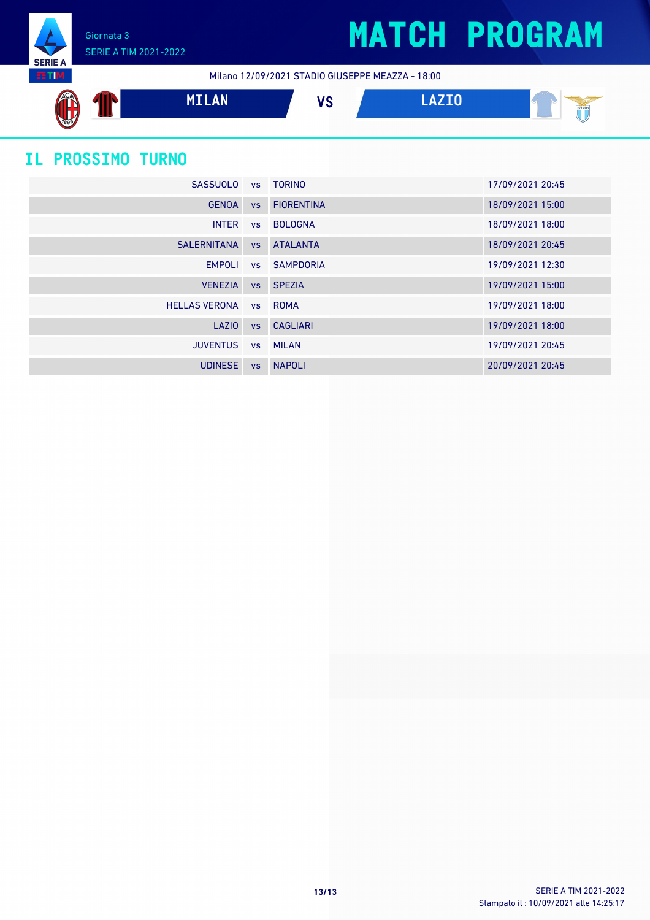# MATCH PROGRAM

Giornata 3
SERIE A TIM 2021-2022

Milano 12/09/2021 STADIO GIUSEPPE MEAZZA - 18:00

**MILAN** VS **LAZIO**

## IL PROSSIMO TURNO

| | | | |
|---|---|---|---|
| SASSUOLO | vs | TORINO | 17/09/2021 20:45 |
| GENOA | vs | FIORENTINA | 18/09/2021 15:00 |
| INTER | vs | BOLOGNA | 18/09/2021 18:00 |
| SALERNITANA | vs | ATALANTA | 18/09/2021 20:45 |
| EMPOLI | vs | SAMPDORIA | 19/09/2021 12:30 |
| VENEZIA | vs | SPEZIA | 19/09/2021 15:00 |
| HELLAS VERONA | vs | ROMA | 19/09/2021 18:00 |
| LAZIO | vs | CAGLIARI | 19/09/2021 18:00 |
| JUVENTUS | vs | MILAN | 19/09/2021 20:45 |
| UDINESE | vs | NAPOLI | 20/09/2021 20:45 |

SERIE A TIM 2021-2022
Stampato il : 10/09/2021 alle 14:25:17